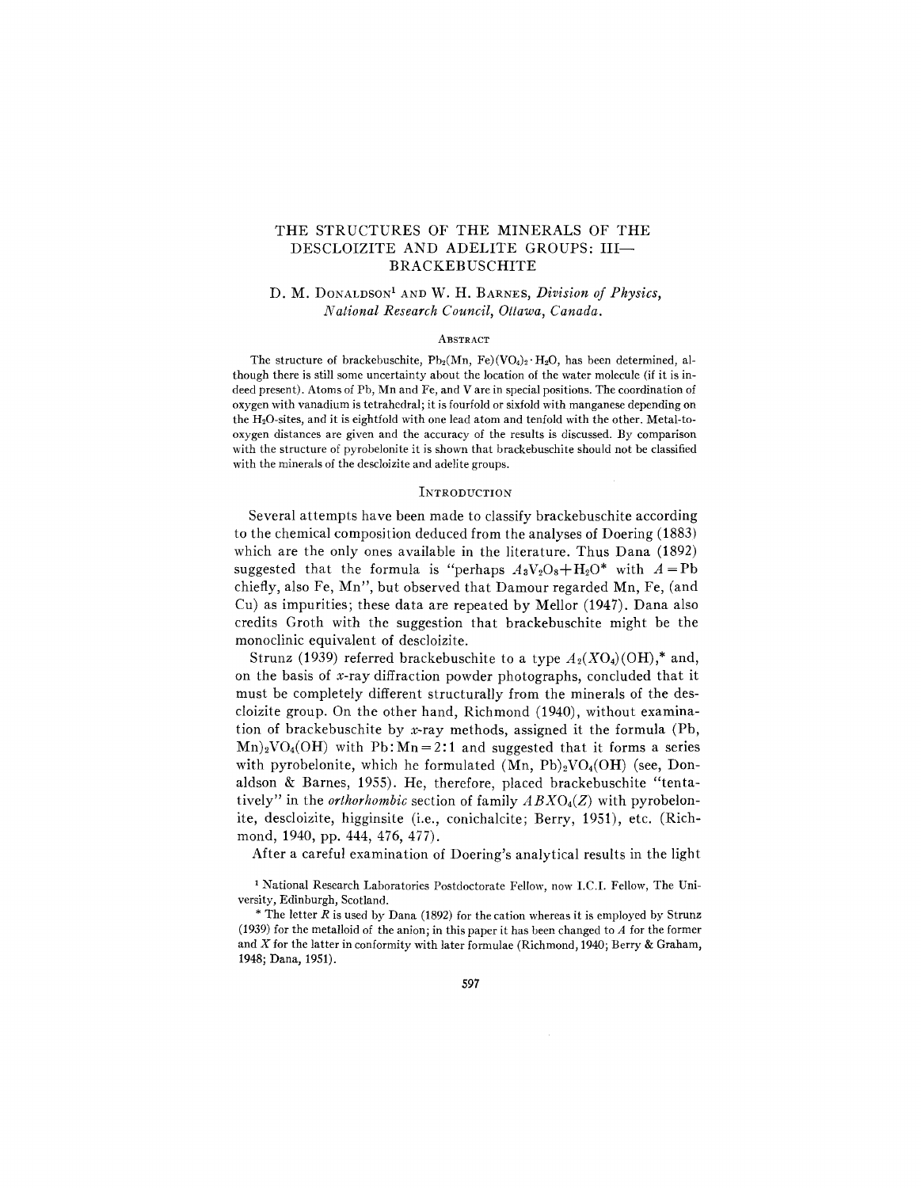# THE STRUCTURES OF THE MINERALS OF THE DESCLOIZITE AND ADELITE GROUPS: III—BRACKEBUSCHITE

D. M. DONALDSON[1] AND W. H. BARNES, *Division of Physics, National Research Council, Ottawa, Canada.*

## ABSTRACT

The structure of brackebuschite, $Pb_2(Mn, Fe)(VO_4)_2 \cdot H_2O$, has been determined, although there is still some uncertainty about the location of the water molecule (if it is indeed present). Atoms of Pb, Mn and Fe, and V are in special positions. The coordination of oxygen with vanadium is tetrahedral; it is fourfold or sixfold with manganese depending on the $H_2O$-sites, and it is eightfold with one lead atom and tenfold with the other. Metal-to-oxygen distances are given and the accuracy of the results is discussed. By comparison with the structure of pyrobelonite it is shown that brackebuschite should not be classified with the minerals of the descloizite and adelite groups.

## INTRODUCTION

Several attempts have been made to classify brackebuschite according to the chemical composition deduced from the analyses of Doering (1883) which are the only ones available in the literature. Thus Dana (1892) suggested that the formula is "perhaps $A_3V_2O_8 + H_2O$* with $A$ = Pb chiefly, also Fe, Mn", but observed that Damour regarded Mn, Fe, (and Cu) as impurities; these data are repeated by Mellor (1947). Dana also credits Groth with the suggestion that brackebuschite might be the monoclinic equivalent of descloizite.

Strunz (1939) referred brackebuschite to a type $A_2(XO_4)(OH)$,* and, on the basis of $x$-ray diffraction powder photographs, concluded that it must be completely different structurally from the minerals of the descloizite group. On the other hand, Richmond (1940), without examination of brackebuschite by $x$-ray methods, assigned it the formula (Pb, $Mn)_2VO_4(OH)$ with Pb:Mn = 2:1 and suggested that it forms a series with pyrobelonite, which he formulated $(Mn, Pb)_2VO_4(OH)$ (see, Donaldson & Barnes, 1955). He, therefore, placed brackebuschite "tentatively" in the *orthorhombic* section of family $ABXO_4(Z)$ with pyrobelonite, descloizite, higginsite (i.e., conichalcite; Berry, 1951), etc. (Richmond, 1940, pp. 444, 476, 477).

After a careful examination of Doering's analytical results in the light

[1] National Research Laboratories Postdoctorate Fellow, now I.C.I. Fellow, The University, Edinburgh, Scotland.

\* The letter $R$ is used by Dana (1892) for the cation whereas it is employed by Strunz (1939) for the metalloid of the anion; in this paper it has been changed to $A$ for the former and $X$ for the latter in conformity with later formulae (Richmond, 1940; Berry & Graham, 1948; Dana, 1951).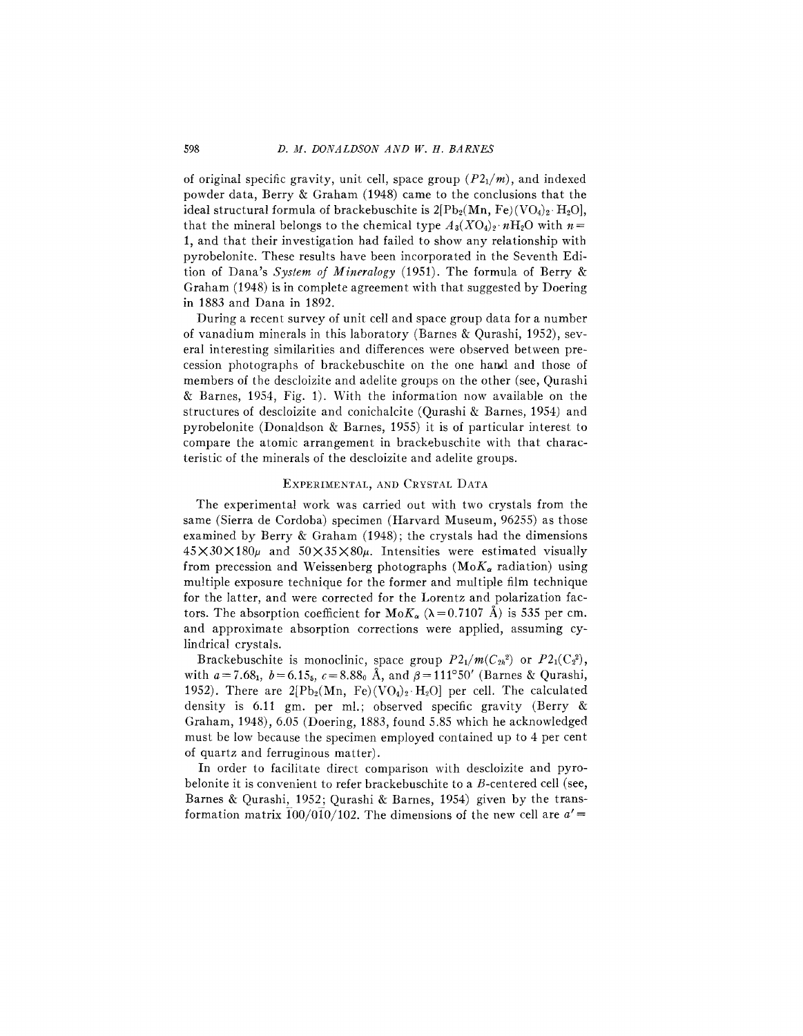of original specific gravity, unit cell, space group ($P2_1/m$), and indexed powder data, Berry & Graham (1948) came to the conclusions that the ideal structural formula of brackebuschite is $2[Pb_2(Mn, Fe)(VO_4)_2 \cdot H_2O]$, that the mineral belongs to the chemical type $A_3(XO_4)_2 \cdot nH_2O$ with $n=1$, and that their investigation had failed to show any relationship with pyrobelonite. These results have been incorporated in the Seventh Edition of Dana's *System of Mineralogy* (1951). The formula of Berry & Graham (1948) is in complete agreement with that suggested by Doering in 1883 and Dana in 1892.

During a recent survey of unit cell and space group data for a number of vanadium minerals in this laboratory (Barnes & Qurashi, 1952), several interesting similarities and differences were observed between precession photographs of brackebuschite on the one hand and those of members of the descloizite and adelite groups on the other (see, Qurashi & Barnes, 1954, Fig. 1). With the information now available on the structures of descloizite and conichalcite (Qurashi & Barnes, 1954) and pyrobelonite (Donaldson & Barnes, 1955) it is of particular interest to compare the atomic arrangement in brackebuschite with that characteristic of the minerals of the descloizite and adelite groups.

## Experimental, and Crystal Data

The experimental work was carried out with two crystals from the same (Sierra de Cordoba) specimen (Harvard Museum, 96255) as those examined by Berry & Graham (1948); the crystals had the dimensions $45 \times 30 \times 180\mu$ and $50 \times 35 \times 80\mu$. Intensities were estimated visually from precession and Weissenberg photographs ($MoK_\alpha$ radiation) using multiple exposure technique for the former and multiple film technique for the latter, and were corrected for the Lorentz and polarization factors. The absorption coefficient for $MoK_\alpha$ ($\lambda = 0.7107$ Å) is 535 per cm. and approximate absorption corrections were applied, assuming cylindrical crystals.

Brackebuschite is monoclinic, space group $P2_1/m(C_{2h}^2)$ or $P2_1(C_2^2)$, with $a = 7.68_1$, $b = 6.15_5$, $c = 8.88_0$ Å, and $\beta = 111°50'$ (Barnes & Qurashi, 1952). There are $2[Pb_2(Mn, Fe)(VO_4)_2 \cdot H_2O]$ per cell. The calculated density is 6.11 gm. per ml.; observed specific gravity (Berry & Graham, 1948), 6.05 (Doering, 1883, found 5.85 which he acknowledged must be low because the specimen employed contained up to 4 per cent of quartz and ferruginous matter).

In order to facilitate direct comparison with descloizite and pyrobelonite it is convenient to refer brackebuschite to a $B$-centered cell (see, Barnes & Qurashi, 1952; Qurashi & Barnes, 1954) given by the transformation matrix $\bar{1}00/0\bar{1}0/102$. The dimensions of the new cell are $a' =$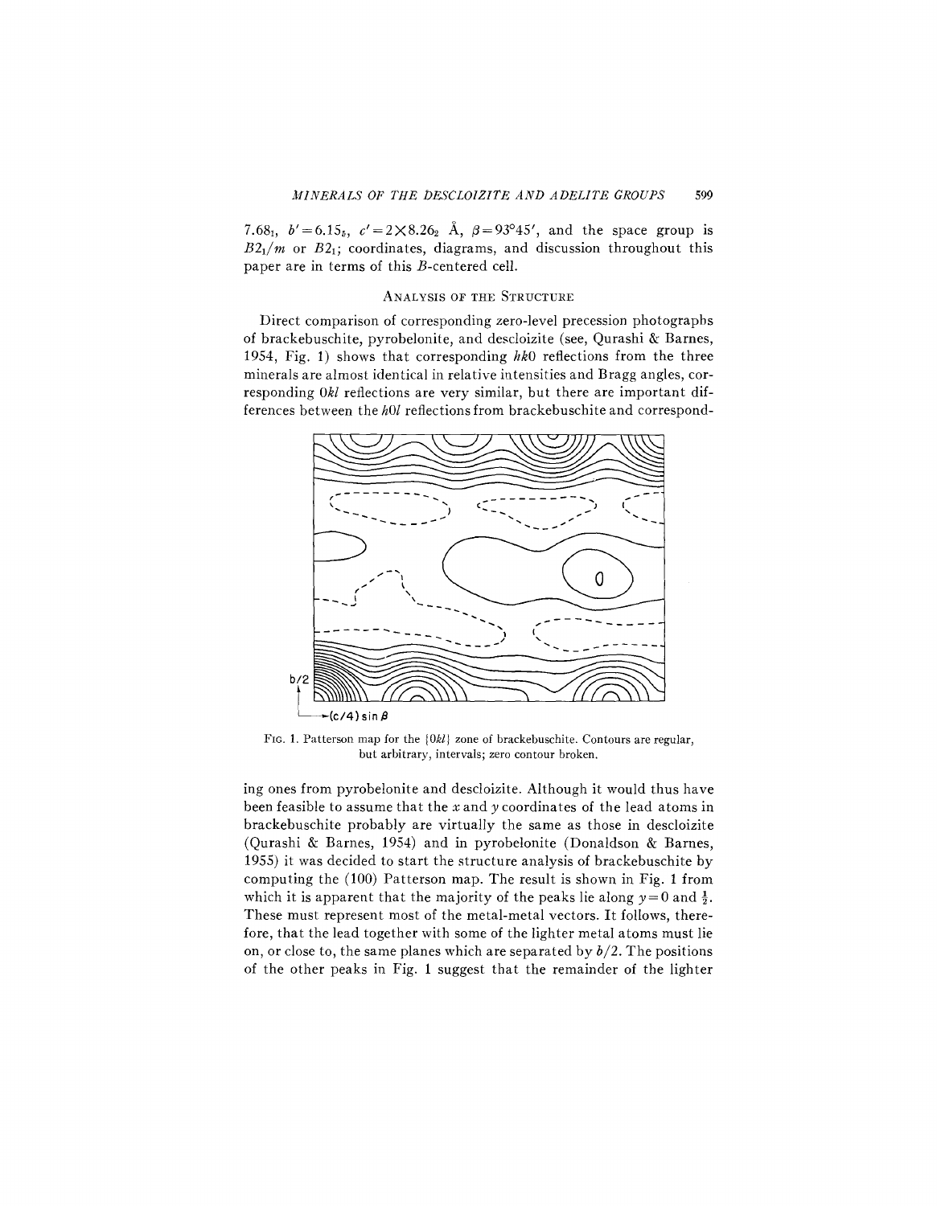$7.68_1$, $b' = 6.15_5$, $c' = 2 \times 8.26_2$ Å, $\beta = 93°45'$, and the space group is $B2_1/m$ or $B2_1$; coordinates, diagrams, and discussion throughout this paper are in terms of this $B$-centered cell.

## Analysis of the Structure

Direct comparison of corresponding zero-level precession photographs of brackebuschite, pyrobelonite, and descloizite (see, Qurashi & Barnes, 1954, Fig. 1) shows that corresponding $hk0$ reflections from the three minerals are almost identical in relative intensities and Bragg angles, corresponding $0kl$ reflections are very similar, but there are important differences between the $h0l$ reflections from brackebuschite and corresponding ones from pyrobelonite and descloizite. Although it would thus have been feasible to assume that the $x$ and $y$ coordinates of the lead atoms in brackebuschite probably are virtually the same as those in descloizite (Qurashi & Barnes, 1954) and in pyrobelonite (Donaldson & Barnes, 1955) it was decided to start the structure analysis of brackebuschite by computing the (100) Patterson map. The result is shown in Fig. 1 from which it is apparent that the majority of the peaks lie along $y = 0$ and $\frac{1}{2}$. These must represent most of the metal-metal vectors. It follows, therefore, that the lead together with some of the lighter metal atoms must lie on, or close to, the same planes which are separated by $b/2$. The positions of the other peaks in Fig. 1 suggest that the remainder of the lighter

Fig. 1. Patterson map for the $\{0kl\}$ zone of brackebuschite. Contours are regular, but arbitrary, intervals; zero contour broken.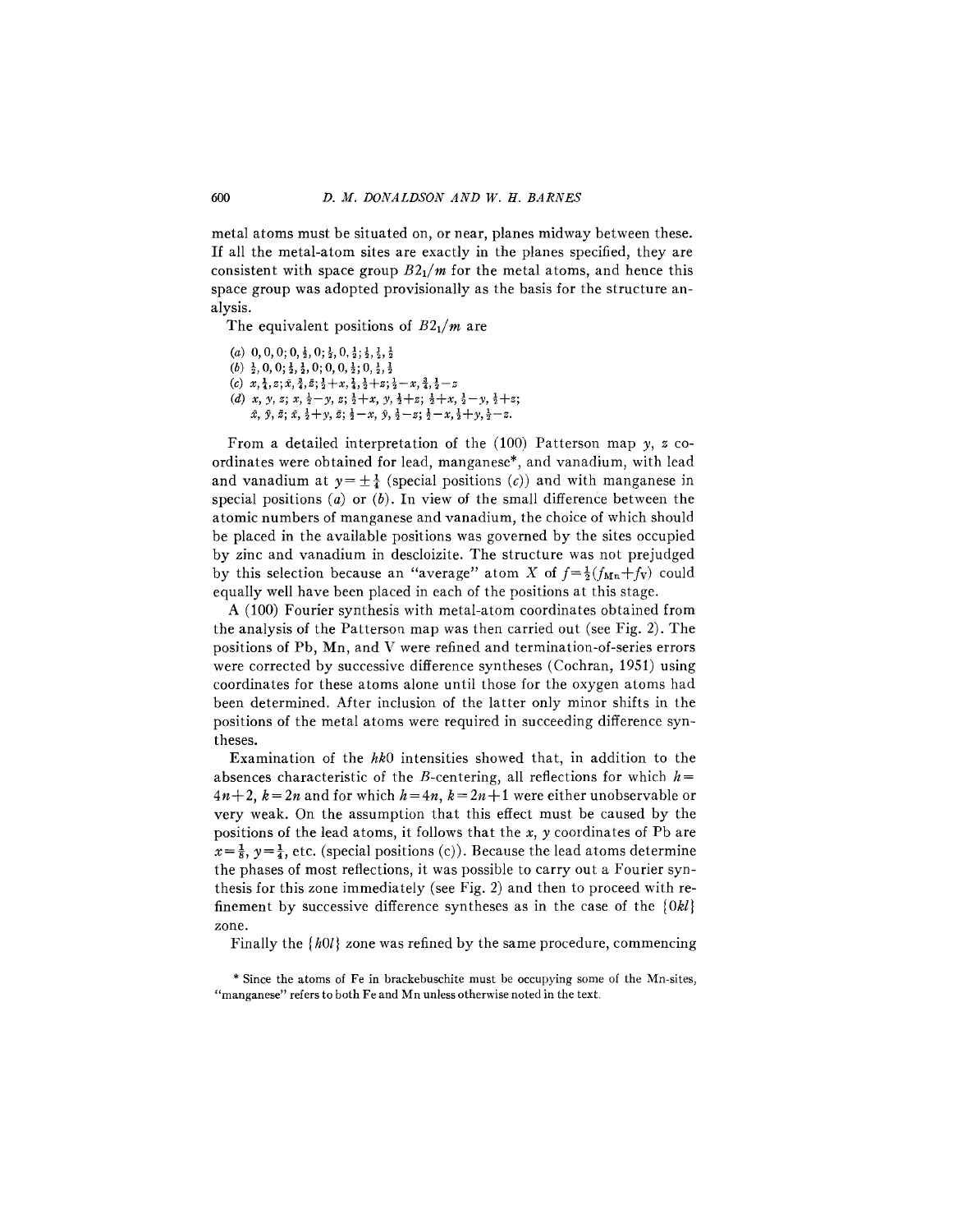metal atoms must be situated on, or near, planes midway between these. If all the metal-atom sites are exactly in the planes specified, they are consistent with space group $B2_1/m$ for the metal atoms, and hence this space group was adopted provisionally as the basis for the structure analysis.

The equivalent positions of $B2_1/m$ are

(*a*) $0, 0, 0; 0, \frac{1}{2}, 0; \frac{1}{2}, 0, \frac{1}{2}; \frac{1}{2}, \frac{1}{2}, \frac{1}{2}$
(*b*) $\frac{1}{2}, 0, 0; \frac{1}{2}, \frac{1}{2}, 0; 0, 0, \frac{1}{2}; 0, \frac{1}{2}, \frac{1}{2}$
(*c*) $x, \frac{1}{4}, z; \bar{x}, \frac{3}{4}, \bar{z}; \frac{1}{2}+x, \frac{1}{4}, \frac{1}{2}+z; \frac{1}{2}-x, \frac{3}{4}, \frac{1}{2}-z$
(*d*) $x, y, z; x, \frac{1}{2}-y, z; \frac{1}{2}+x, y, \frac{1}{2}+z; \frac{1}{2}+x, \frac{1}{2}-y, \frac{1}{2}+z;$
$\bar{x}, \bar{y}, \bar{z}; \bar{x}, \frac{1}{2}+y, \bar{z}; \frac{1}{2}-x, \bar{y}, \frac{1}{2}-z; \frac{1}{2}-x, \frac{1}{2}+y, \frac{1}{2}-z.$

From a detailed interpretation of the (100) Patterson map $y$, $z$ coordinates were obtained for lead, manganese*, and vanadium, with lead and vanadium at $y = \pm\frac{1}{4}$ (special positions (*c*)) and with manganese in special positions (*a*) or (*b*). In view of the small difference between the atomic numbers of manganese and vanadium, the choice of which should be placed in the available positions was governed by the sites occupied by zinc and vanadium in descloizite. The structure was not prejudged by this selection because an "average" atom $X$ of $f = \frac{1}{2}(f_{Mn} + f_V)$ could equally well have been placed in each of the positions at this stage.

A (100) Fourier synthesis with metal-atom coordinates obtained from the analysis of the Patterson map was then carried out (see Fig. 2). The positions of Pb, Mn, and V were refined and termination-of-series errors were corrected by successive difference syntheses (Cochran, 1951) using coordinates for these atoms alone until those for the oxygen atoms had been determined. After inclusion of the latter only minor shifts in the positions of the metal atoms were required in succeeding difference syntheses.

Examination of the $hk0$ intensities showed that, in addition to the absences characteristic of the $B$-centering, all reflections for which $h = 4n+2$, $k = 2n$ and for which $h = 4n$, $k = 2n+1$ were either unobservable or very weak. On the assumption that this effect must be caused by the positions of the lead atoms, it follows that the $x$, $y$ coordinates of Pb are $x = \frac{1}{8}$, $y = \frac{1}{4}$, etc. (special positions (c)). Because the lead atoms determine the phases of most reflections, it was possible to carry out a Fourier synthesis for this zone immediately (see Fig. 2) and then to proceed with refinement by successive difference syntheses as in the case of the $\{0kl\}$ zone.

Finally the $\{h0l\}$ zone was refined by the same procedure, commencing

\* Since the atoms of Fe in brackebuschite must be occupying some of the Mn-sites, "manganese" refers to both Fe and Mn unless otherwise noted in the text.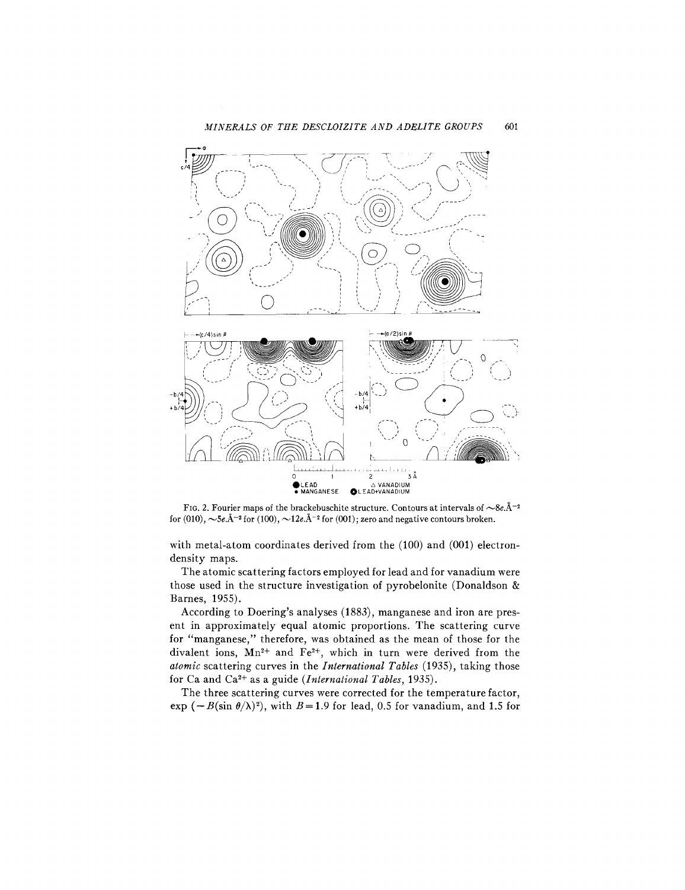FIG. 2. Fourier maps of the brackebuschite structure. Contours at intervals of $\sim 8e.\text{Å}^{-2}$ for (010), $\sim 5e.\text{Å}^{-2}$ for (100), $\sim 12e.\text{Å}^{-2}$ for (001); zero and negative contours broken.

with metal-atom coordinates derived from the (100) and (001) electron-density maps.

The atomic scattering factors employed for lead and for vanadium were those used in the structure investigation of pyrobelonite (Donaldson & Barnes, 1955).

According to Doering's analyses (1883), manganese and iron are present in approximately equal atomic proportions. The scattering curve for "manganese," therefore, was obtained as the mean of those for the divalent ions, $Mn^{2+}$ and $Fe^{2+}$, which in turn were derived from the *atomic* scattering curves in the *International Tables* (1935), taking those for Ca and $Ca^{2+}$ as a guide (*International Tables*, 1935).

The three scattering curves were corrected for the temperature factor, $\exp(-B(\sin\theta/\lambda)^2)$, with $B=1.9$ for lead, 0.5 for vanadium, and 1.5 for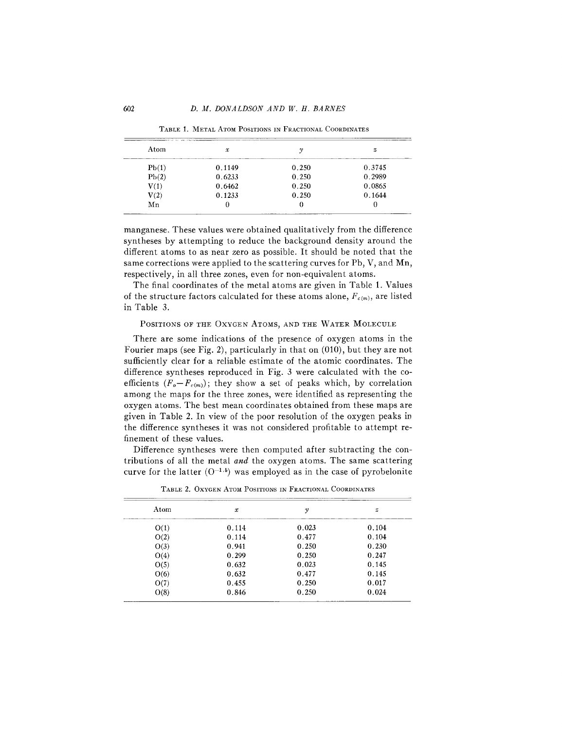TABLE 1. METAL ATOM POSITIONS IN FRACTIONAL COORDINATES

| Atom | $x$ | $y$ | $z$ |
|---|---|---|---|
| Pb(1) | 0.1149 | 0.250 | 0.3745 |
| Pb(2) | 0.6233 | 0.250 | 0.2989 |
| V(1) | 0.6462 | 0.250 | 0.0865 |
| V(2) | 0.1233 | 0.250 | 0.1644 |
| Mn | 0 | 0 | 0 |

manganese. These values were obtained qualitatively from the difference syntheses by attempting to reduce the background density around the different atoms to as near zero as possible. It should be noted that the same corrections were applied to the scattering curves for Pb, V, and Mn, respectively, in all three zones, even for non-equivalent atoms.

The final coordinates of the metal atoms are given in Table 1. Values of the structure factors calculated for these atoms alone, $F_{c(m)}$, are listed in Table 3.

## POSITIONS OF THE OXYGEN ATOMS, AND THE WATER MOLECULE

There are some indications of the presence of oxygen atoms in the Fourier maps (see Fig. 2), particularly in that on (010), but they are not sufficiently clear for a reliable estimate of the atomic coordinates. The difference syntheses reproduced in Fig. 3 were calculated with the coefficients $(F_o - F_{c(m)})$; they show a set of peaks which, by correlation among the maps for the three zones, were identified as representing the oxygen atoms. The best mean coordinates obtained from these maps are given in Table 2. In view of the poor resolution of the oxygen peaks in the difference syntheses it was not considered profitable to attempt refinement of these values.

Difference syntheses were then computed after subtracting the contributions of all the metal *and* the oxygen atoms. The same scattering curve for the latter ($O^{-1.5}$) was employed as in the case of pyrobelonite

TABLE 2. OXYGEN ATOM POSITIONS IN FRACTIONAL COORDINATES

| Atom | $x$ | $y$ | $z$ |
|---|---|---|---|
| O(1) | 0.114 | 0.023 | 0.104 |
| O(2) | 0.114 | 0.477 | 0.104 |
| O(3) | 0.941 | 0.250 | 0.230 |
| O(4) | 0.299 | 0.250 | 0.247 |
| O(5) | 0.632 | 0.023 | 0.145 |
| O(6) | 0.632 | 0.477 | 0.145 |
| O(7) | 0.455 | 0.250 | 0.017 |
| O(8) | 0.846 | 0.250 | 0.024 |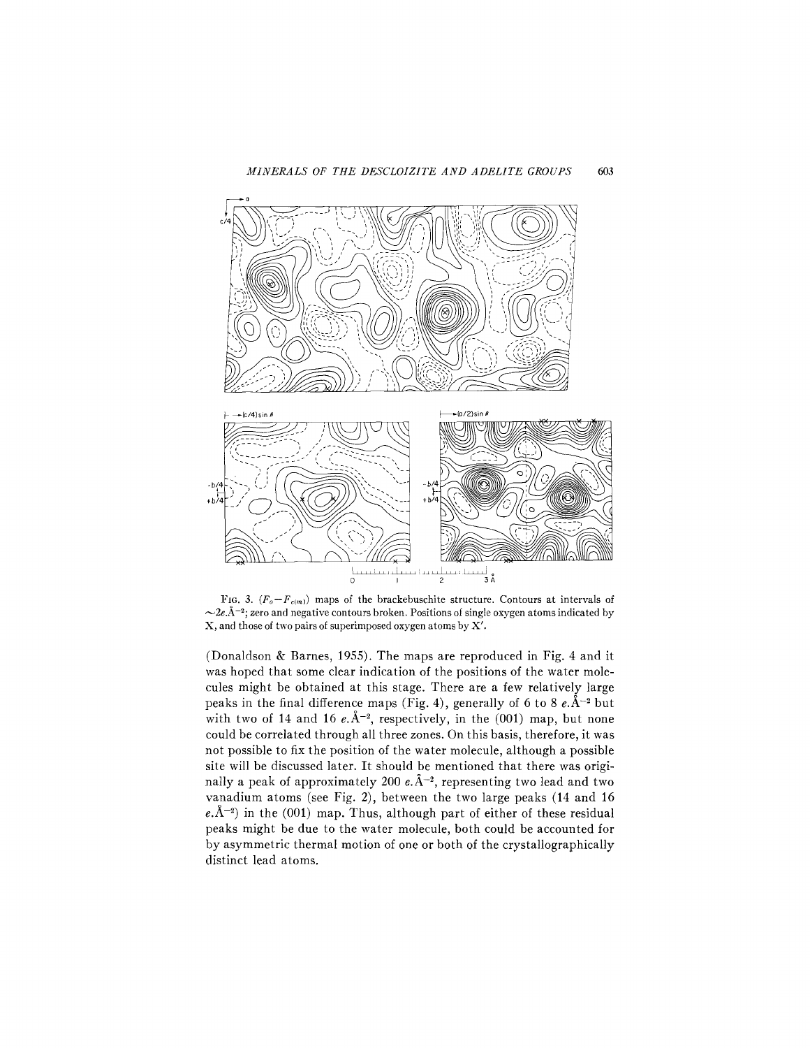FIG. 3. $(F_o - F_{c(m)})$ maps of the brackebuschite structure. Contours at intervals of $\sim 2e.\text{Å}^{-2}$; zero and negative contours broken. Positions of single oxygen atoms indicated by X, and those of two pairs of superimposed oxygen atoms by X′.

(Donaldson & Barnes, 1955). The maps are reproduced in Fig. 4 and it was hoped that some clear indication of the positions of the water molecules might be obtained at this stage. There are a few relatively large peaks in the final difference maps (Fig. 4), generally of 6 to 8 $e.\text{Å}^{-2}$ but with two of 14 and 16 $e.\text{Å}^{-2}$, respectively, in the (001) map, but none could be correlated through all three zones. On this basis, therefore, it was not possible to fix the position of the water molecule, although a possible site will be discussed later. It should be mentioned that there was originally a peak of approximately 200 $e.\text{Å}^{-2}$, representing two lead and two vanadium atoms (see Fig. 2), between the two large peaks (14 and 16 $e.\text{Å}^{-2}$) in the (001) map. Thus, although part of either of these residual peaks might be due to the water molecule, both could be accounted for by asymmetric thermal motion of one or both of the crystallographically distinct lead atoms.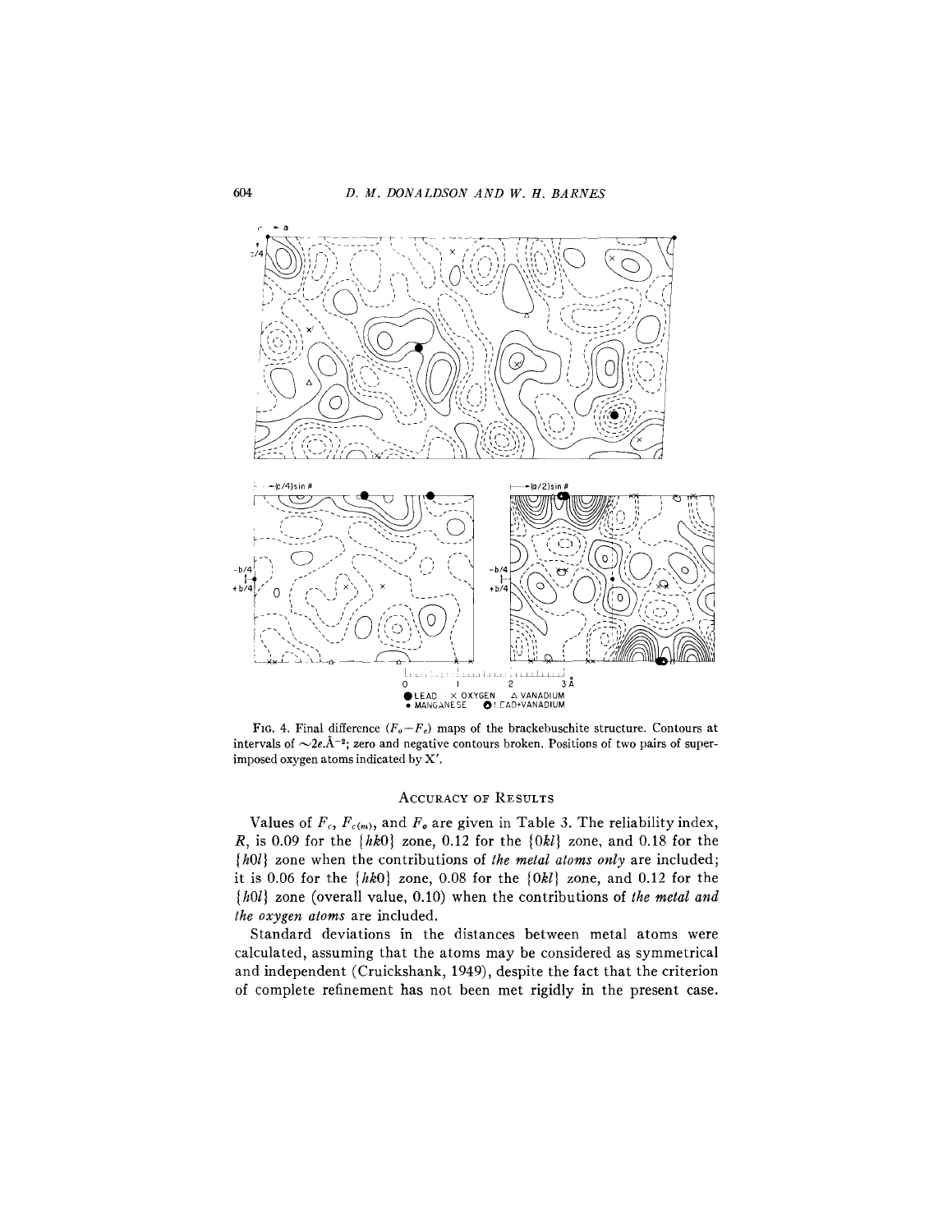FIG. 4. Final difference ($F_o - F_c$) maps of the brackebuschite structure. Contours at intervals of $\sim 2e.\text{Å}^{-2}$; zero and negative contours broken. Positions of two pairs of superimposed oxygen atoms indicated by X′.

## ACCURACY OF RESULTS

Values of $F_c$, $F_{c(m)}$, and $F_o$ are given in Table 3. The reliability index, $R$, is 0.09 for the $\{hk0\}$ zone, 0.12 for the $\{0kl\}$ zone, and 0.18 for the $\{h0l\}$ zone when the contributions of *the metal atoms only* are included; it is 0.06 for the $\{hk0\}$ zone, 0.08 for the $\{0kl\}$ zone, and 0.12 for the $\{h0l\}$ zone (overall value, 0.10) when the contributions of *the metal and the oxygen atoms* are included.

Standard deviations in the distances between metal atoms were calculated, assuming that the atoms may be considered as symmetrical and independent (Cruickshank, 1949), despite the fact that the criterion of complete refinement has not been met rigidly in the present case.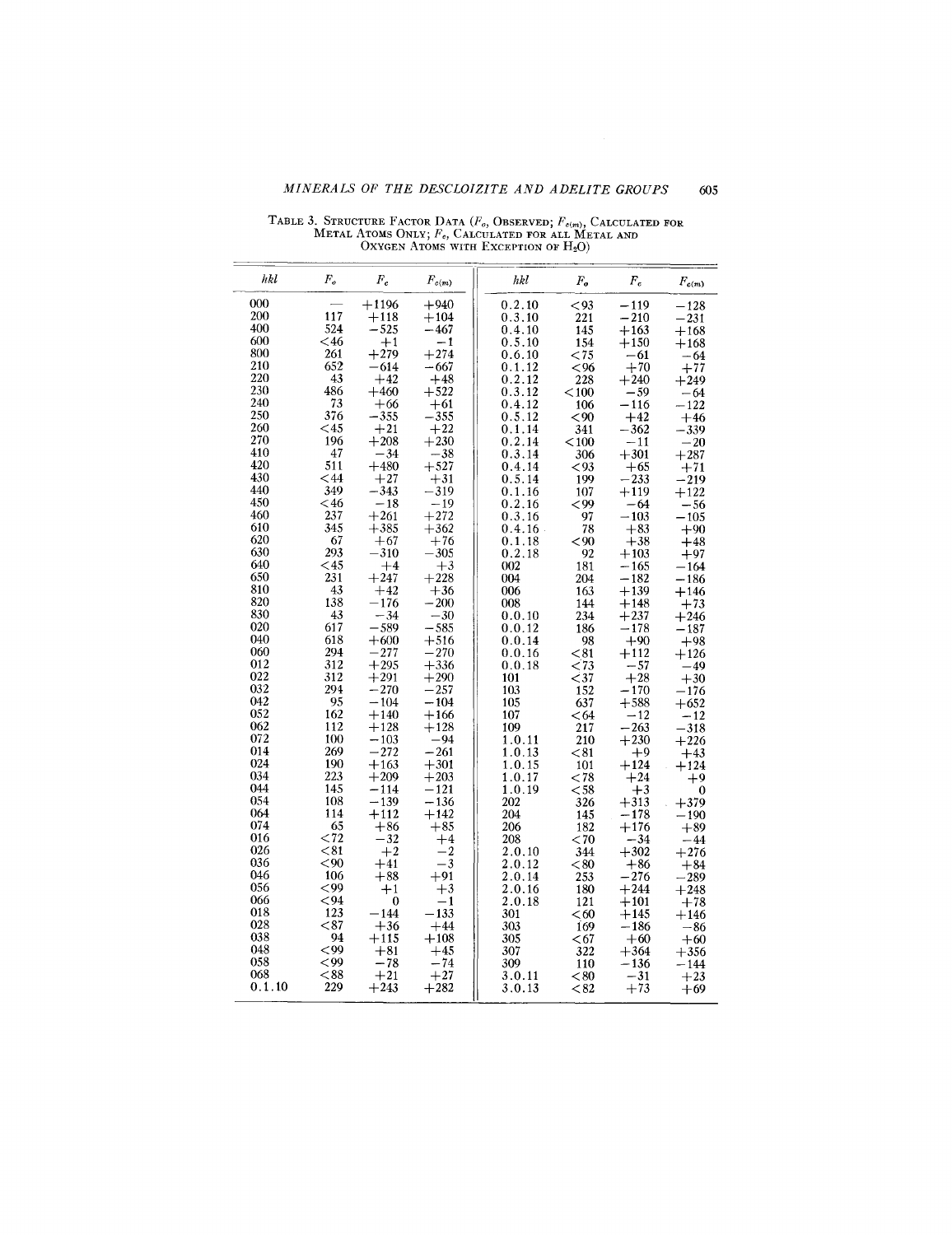TABLE 3. STRUCTURE FACTOR DATA ($F_o$, OBSERVED; $F_{c(m)}$, CALCULATED FOR METAL ATOMS ONLY; $F_c$, CALCULATED FOR ALL METAL AND OXYGEN ATOMS WITH EXCEPTION OF $H_2O$)

| hkl | $F_o$ | $F_c$ | $F_{c(m)}$ | hkl | $F_o$ | $F_c$ | $F_{c(m)}$ |
|---|---|---|---|---|---|---|---|
| 000 | — | +1196 | +940 | 0.2.10 | <93 | −119 | −128 |
| 200 | 117 | +118 | +104 | 0.3.10 | 221 | −210 | −231 |
| 400 | 524 | −525 | −467 | 0.4.10 | 145 | +163 | +168 |
| 600 | <46 | +1 | −1 | 0.5.10 | 154 | +150 | +168 |
| 800 | 261 | +279 | +274 | 0.6.10 | <75 | −61 | −64 |
| 210 | 652 | −614 | −667 | 0.1.12 | <96 | +70 | +77 |
| 220 | 43 | +42 | +48 | 0.2.12 | 228 | +240 | +249 |
| 230 | 486 | +460 | +522 | 0.3.12 | <100 | −59 | −64 |
| 240 | 73 | +66 | +61 | 0.4.12 | 106 | −116 | −122 |
| 250 | 376 | −355 | −355 | 0.5.12 | <90 | +42 | +46 |
| 260 | <45 | +21 | +22 | 0.1.14 | 341 | −362 | −339 |
| 270 | 196 | +208 | +230 | 0.2.14 | <100 | −11 | −20 |
| 410 | 47 | −34 | −38 | 0.3.14 | 306 | +301 | +287 |
| 420 | 511 | +480 | +527 | 0.4.14 | <93 | +65 | +71 |
| 430 | <44 | +27 | +31 | 0.5.14 | 199 | −233 | −219 |
| 440 | 349 | −343 | −319 | 0.1.16 | 107 | +119 | +122 |
| 450 | <46 | −18 | −19 | 0.2.16 | <99 | −64 | −56 |
| 460 | 237 | +261 | +272 | 0.3.16 | 97 | −103 | −105 |
| 610 | 345 | +385 | +362 | 0.4.16 | 78 | +83 | +90 |
| 620 | 67 | +67 | +76 | 0.1.18 | <90 | +38 | +48 |
| 630 | 293 | −310 | −305 | 0.2.18 | 92 | +103 | +97 |
| 640 | <45 | +4 | +3 | 002 | 181 | −165 | −164 |
| 650 | 231 | +247 | +228 | 004 | 204 | −182 | −186 |
| 810 | 43 | +42 | +36 | 006 | 163 | +139 | +146 |
| 820 | 138 | −176 | −200 | 008 | 144 | +148 | +73 |
| 830 | 43 | −34 | −30 | 0.0.10 | 234 | +237 | +246 |
| 020 | 617 | −589 | −585 | 0.0.12 | 186 | −178 | −187 |
| 040 | 618 | +600 | +516 | 0.0.14 | 98 | +90 | +98 |
| 060 | 294 | −277 | −270 | 0.0.16 | <81 | +112 | +126 |
| 012 | 312 | +295 | +336 | 0.0.18 | <73 | −57 | −49 |
| 022 | 312 | +291 | +290 | 101 | <37 | +28 | +30 |
| 032 | 294 | −270 | −257 | 103 | 152 | −170 | −176 |
| 042 | 95 | −104 | −104 | 105 | 637 | +588 | +652 |
| 052 | 162 | +140 | +166 | 107 | <64 | −12 | −12 |
| 062 | 112 | +128 | +128 | 109 | 217 | −263 | −318 |
| 072 | 100 | −103 | −94 | 1.0.11 | 210 | +230 | +226 |
| 014 | 269 | −272 | −261 | 1.0.13 | <81 | +9 | +43 |
| 024 | 190 | +163 | +301 | 1.0.15 | 101 | +124 | +124 |
| 034 | 223 | +209 | +203 | 1.0.17 | <78 | +24 | +9 |
| 044 | 145 | −114 | −121 | 1.0.19 | <58 | +3 | 0 |
| 054 | 108 | −139 | −136 | 202 | 326 | +313 | +379 |
| 064 | 114 | +112 | +142 | 204 | 145 | −178 | −190 |
| 074 | 65 | +86 | +85 | 206 | 182 | +176 | +89 |
| 016 | <72 | −32 | +4 | 208 | <70 | −34 | −44 |
| 026 | <81 | +2 | −2 | 2.0.10 | 344 | +302 | +276 |
| 036 | <90 | +41 | −3 | 2.0.12 | <80 | +86 | +84 |
| 046 | 106 | +88 | +91 | 2.0.14 | 253 | −276 | −289 |
| 056 | <99 | +1 | +3 | 2.0.16 | 180 | +244 | +248 |
| 066 | <94 | 0 | −1 | 2.0.18 | 121 | +101 | +78 |
| 018 | 123 | −144 | −133 | 301 | <60 | +145 | +146 |
| 028 | <87 | +36 | +44 | 303 | 169 | −186 | −86 |
| 038 | 94 | +115 | +108 | 305 | <67 | +60 | +60 |
| 048 | <99 | +81 | +45 | 307 | 322 | +364 | +356 |
| 058 | <99 | −78 | −74 | 309 | 110 | −136 | −144 |
| 068 | <88 | +21 | +27 | 3.0.11 | <80 | −31 | +23 |
| 0.1.10 | 229 | +243 | +282 | 3.0.13 | <82 | +73 | +69 |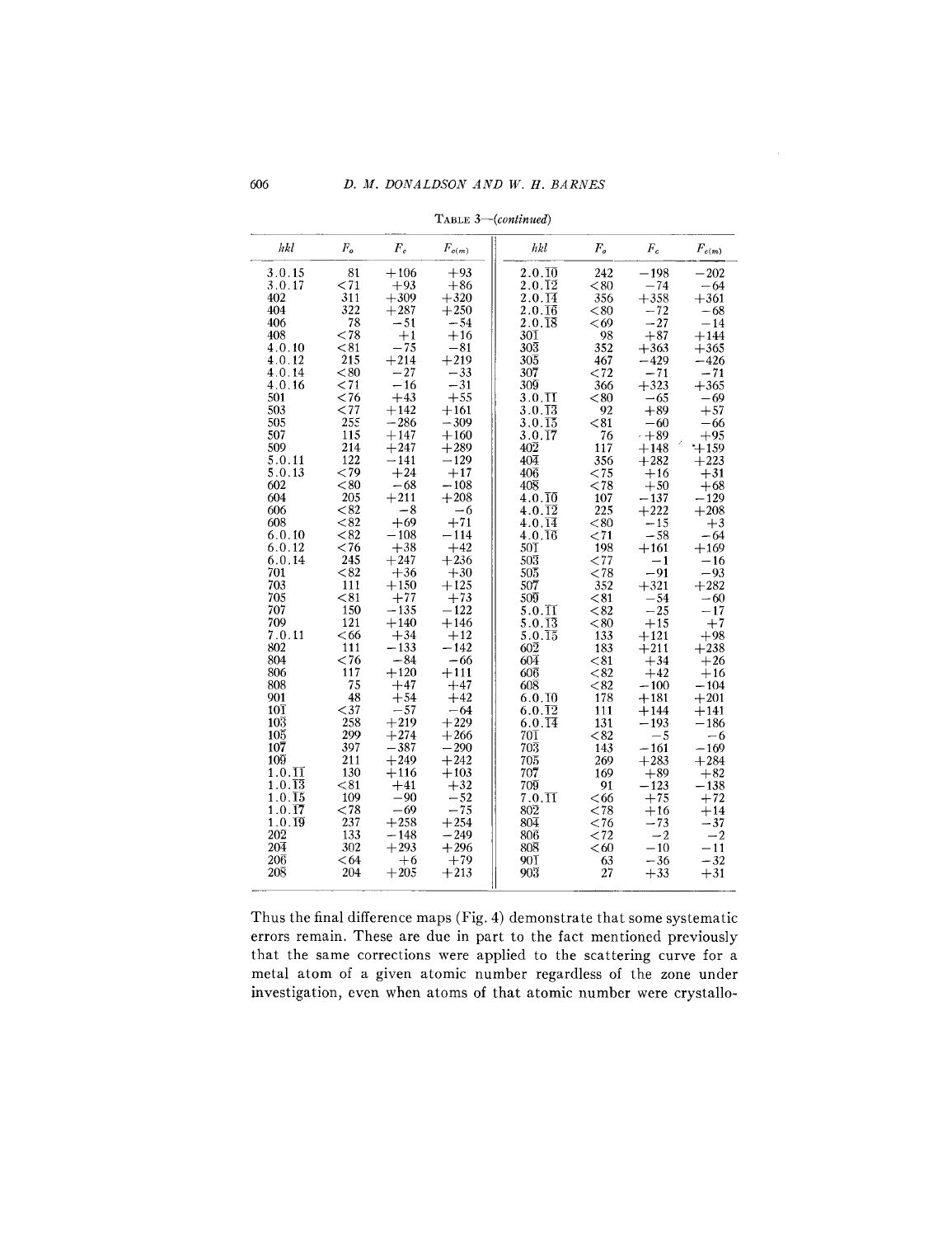TABLE 3—(*continued*)

| $hkl$ | $F_o$ | $F_c$ | $F_{c(m)}$ | $hkl$ | $F_o$ | $F_c$ | $F_{c(m)}$ |
|---|---|---|---|---|---|---|---|
| 3.0.15 | 81 | +106 | +93 | $2.0.\overline{10}$ | 242 | −198 | −202 |
| 3.0.17 | <71 | +93 | +86 | $2.0.\overline{12}$ | <80 | −74 | −64 |
| 402 | 311 | +309 | +320 | $2.0.\overline{14}$ | 356 | +358 | +361 |
| 404 | 322 | +287 | +250 | $2.0.\overline{16}$ | <80 | −72 | −68 |
| 406 | 78 | −51 | −54 | $2.0.\overline{18}$ | <69 | −27 | −14 |
| 408 | <78 | +1 | +16 | $30\overline{1}$ | 98 | +87 | +144 |
| 4.0.10 | <81 | −75 | −81 | $30\overline{3}$ | 352 | +363 | +365 |
| 4.0.12 | 215 | +214 | +219 | $30\overline{5}$ | 467 | −429 | −426 |
| 4.0.14 | <80 | −27 | −33 | $30\overline{7}$ | <72 | −71 | −71 |
| 4.0.16 | <71 | −16 | −31 | $30\overline{9}$ | 366 | +323 | +365 |
| 501 | <76 | +43 | +55 | $3.0.\overline{11}$ | <80 | −65 | −69 |
| 503 | <77 | +142 | +161 | $3.0.\overline{13}$ | 92 | +89 | +57 |
| 505 | 255 | −286 | −309 | $3.0.\overline{15}$ | <81 | −60 | −66 |
| 507 | 115 | +147 | +160 | $3.0.\overline{17}$ | 76 | +89 | +95 |
| 509 | 214 | +247 | +289 | $40\overline{2}$ | 117 | +148 | +159 |
| 5.0.11 | 122 | −141 | −129 | $40\overline{4}$ | 356 | +282 | +223 |
| 5.0.13 | <79 | +24 | +17 | $40\overline{6}$ | <75 | +16 | +31 |
| 602 | <80 | −68 | −108 | $40\overline{8}$ | <78 | +50 | +68 |
| 604 | 205 | +211 | +208 | $4.0.\overline{10}$ | 107 | −137 | −129 |
| 606 | <82 | −8 | −6 | $4.0.\overline{12}$ | 225 | +222 | +208 |
| 608 | <82 | +69 | +71 | $4.0.\overline{14}$ | <80 | −15 | +3 |
| 6.0.10 | <82 | −108 | −114 | $4.0.\overline{16}$ | <71 | −58 | −64 |
| 6.0.12 | <76 | +38 | +42 | $50\overline{1}$ | 198 | +161 | +169 |
| 6.0.14 | 245 | +247 | +236 | $50\overline{3}$ | <77 | −1 | −16 |
| 701 | <82 | +36 | +30 | $50\overline{5}$ | <78 | −91 | −93 |
| 703 | 111 | +150 | +125 | $50\overline{7}$ | 352 | +321 | +282 |
| 705 | <81 | +77 | +73 | $50\overline{9}$ | <81 | −54 | −60 |
| 707 | 150 | −135 | −122 | $5.0.\overline{11}$ | <82 | −25 | −17 |
| 709 | 121 | +140 | +146 | $5.0.\overline{13}$ | <80 | +15 | +7 |
| 7.0.11 | <66 | +34 | +12 | $5.0.\overline{15}$ | 133 | +121 | +98 |
| 802 | 111 | −133 | −142 | $60\overline{2}$ | 183 | +211 | +238 |
| 804 | <76 | −84 | −66 | $60\overline{4}$ | <81 | +34 | +26 |
| 806 | 117 | +120 | +111 | $60\overline{6}$ | <82 | +42 | +16 |
| 808 | 75 | +47 | +47 | $60\overline{8}$ | <82 | −100 | −104 |
| 901 | 48 | +54 | +42 | $6.0.\overline{10}$ | 178 | +181 | +201 |
| $10\overline{1}$ | <37 | −57 | −64 | $6.0.\overline{12}$ | 111 | +144 | +141 |
| $10\overline{3}$ | 258 | +219 | +229 | $6.0.\overline{14}$ | 131 | −193 | −186 |
| $10\overline{5}$ | 299 | +274 | +266 | $70\overline{1}$ | <82 | −5 | −6 |
| $10\overline{7}$ | 397 | −387 | −290 | $70\overline{3}$ | 143 | −161 | −169 |
| $10\overline{9}$ | 211 | +249 | +242 | $70\overline{5}$ | 269 | +283 | +284 |
| $1.0.\overline{11}$ | 130 | +116 | +103 | $70\overline{7}$ | 169 | +89 | +82 |
| $1.0.\overline{13}$ | <81 | +41 | +32 | $70\overline{9}$ | 91 | −123 | −138 |
| $1.0.\overline{15}$ | 109 | −90 | −52 | $7.0.\overline{11}$ | <66 | +75 | +72 |
| $1.0.\overline{17}$ | <78 | −69 | −75 | $80\overline{2}$ | <78 | +16 | +14 |
| $1.0.\overline{19}$ | 237 | +258 | +254 | $80\overline{4}$ | <76 | −73 | −37 |
| $20\overline{2}$ | 133 | −148 | −249 | $80\overline{6}$ | <72 | −2 | −2 |
| $20\overline{4}$ | 302 | +293 | +296 | $80\overline{8}$ | <60 | −10 | −11 |
| $20\overline{6}$ | <64 | +6 | +79 | $90\overline{1}$ | 63 | −36 | −32 |
| $20\overline{8}$ | 204 | +205 | +213 | $90\overline{3}$ | 27 | +33 | +31 |

Thus the final difference maps (Fig. 4) demonstrate that some systematic errors remain. These are due in part to the fact mentioned previously that the same corrections were applied to the scattering curve for a metal atom of a given atomic number regardless of the zone under investigation, even when atoms of that atomic number were crystallo-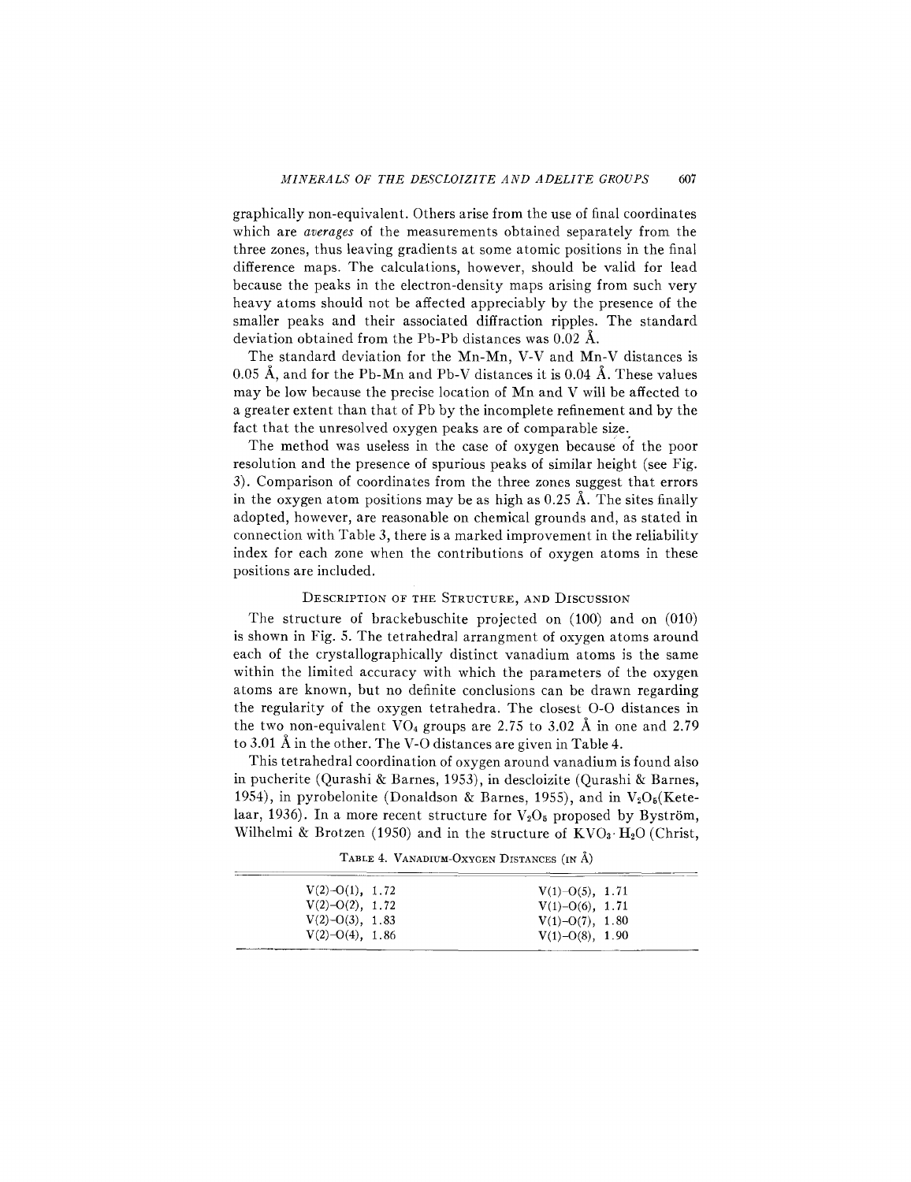graphically non-equivalent. Others arise from the use of final coordinates which are *averages* of the measurements obtained separately from the three zones, thus leaving gradients at some atomic positions in the final difference maps. The calculations, however, should be valid for lead because the peaks in the electron-density maps arising from such very heavy atoms should not be affected appreciably by the presence of the smaller peaks and their associated diffraction ripples. The standard deviation obtained from the Pb-Pb distances was 0.02 Å.

The standard deviation for the Mn-Mn, V-V and Mn-V distances is 0.05 Å, and for the Pb-Mn and Pb-V distances it is 0.04 Å. These values may be low because the precise location of Mn and V will be affected to a greater extent than that of Pb by the incomplete refinement and by the fact that the unresolved oxygen peaks are of comparable size.

The method was useless in the case of oxygen because of the poor resolution and the presence of spurious peaks of similar height (see Fig. 3). Comparison of coordinates from the three zones suggest that errors in the oxygen atom positions may be as high as 0.25 Å. The sites finally adopted, however, are reasonable on chemical grounds and, as stated in connection with Table 3, there is a marked improvement in the reliability index for each zone when the contributions of oxygen atoms in these positions are included.

## Description of the Structure, and Discussion

The structure of brackebuschite projected on (100) and on (010) is shown in Fig. 5. The tetrahedral arrangment of oxygen atoms around each of the crystallographically distinct vanadium atoms is the same within the limited accuracy with which the parameters of the oxygen atoms are known, but no definite conclusions can be drawn regarding the regularity of the oxygen tetrahedra. The closest O-O distances in the two non-equivalent $VO_4$ groups are 2.75 to 3.02 Å in one and 2.79 to 3.01 Å in the other. The V-O distances are given in Table 4.

This tetrahedral coordination of oxygen around vanadium is found also in pucherite (Qurashi & Barnes, 1953), in descloizite (Qurashi & Barnes, 1954), in pyrobelonite (Donaldson & Barnes, 1955), and in $V_2O_5$(Ketelaar, 1936). In a more recent structure for $V_2O_5$ proposed by Byström, Wilhelmi & Brotzen (1950) and in the structure of $KVO_3 \cdot H_2O$ (Christ,

Table 4. Vanadium-Oxygen Distances (in Å)

| | |
|---|---|
| V(2)–O(1), 1.72 | V(1)–O(5), 1.71 |
| V(2)–O(2), 1.72 | V(1)–O(6), 1.71 |
| V(2)–O(3), 1.83 | V(1)–O(7), 1.80 |
| V(2)–O(4), 1.86 | V(1)–O(8), 1.90 |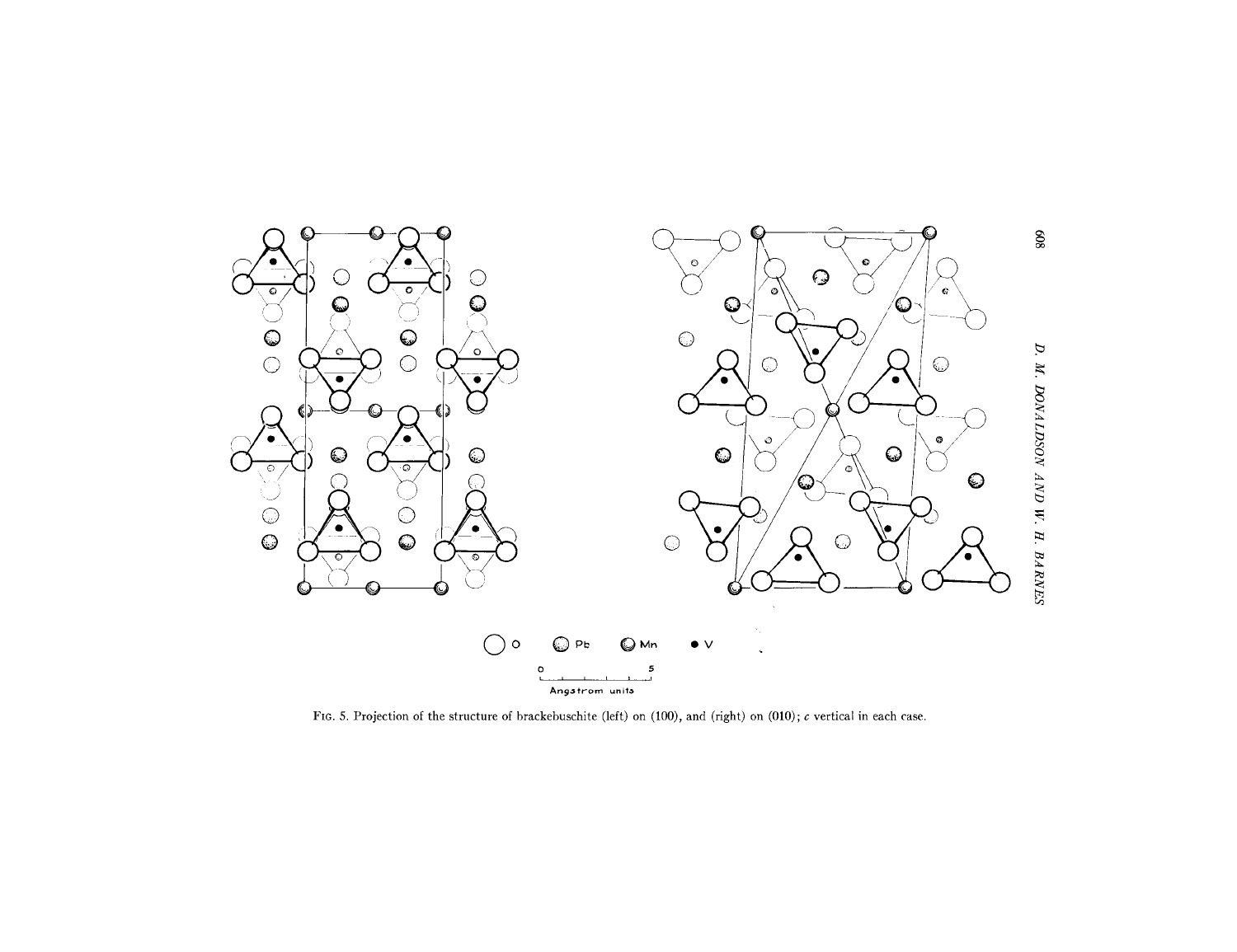FIG. 5. Projection of the structure of brackebuschite (left) on (100), and (right) on (010); *c* vertical in each case.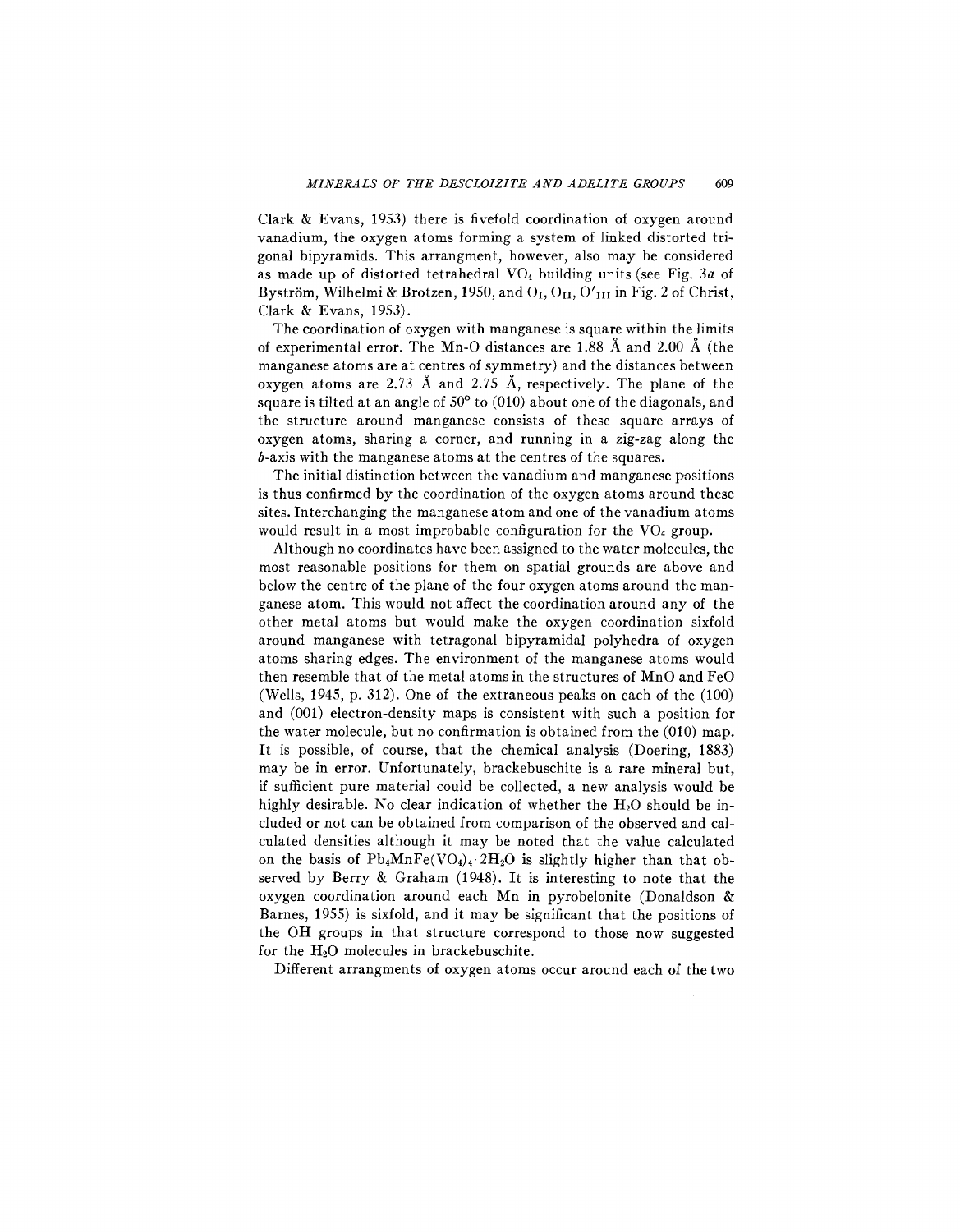Clark & Evans, 1953) there is fivefold coordination of oxygen around vanadium, the oxygen atoms forming a system of linked distorted trigonal bipyramids. This arrangment, however, also may be considered as made up of distorted tetrahedral $VO_4$ building units (see Fig. 3*a* of Byström, Wilhelmi & Brotzen, 1950, and $O_I$, $O_{II}$, $O'_{III}$ in Fig. 2 of Christ, Clark & Evans, 1953).

The coordination of oxygen with manganese is square within the limits of experimental error. The Mn-O distances are 1.88 Å and 2.00 Å (the manganese atoms are at centres of symmetry) and the distances between oxygen atoms are 2.73 Å and 2.75 Å, respectively. The plane of the square is tilted at an angle of 50° to (010) about one of the diagonals, and the structure around manganese consists of these square arrays of oxygen atoms, sharing a corner, and running in a zig-zag along the *b*-axis with the manganese atoms at the centres of the squares.

The initial distinction between the vanadium and manganese positions is thus confirmed by the coordination of the oxygen atoms around these sites. Interchanging the manganese atom and one of the vanadium atoms would result in a most improbable configuration for the $VO_4$ group.

Although no coordinates have been assigned to the water molecules, the most reasonable positions for them on spatial grounds are above and below the centre of the plane of the four oxygen atoms around the manganese atom. This would not affect the coordination around any of the other metal atoms but would make the oxygen coordination sixfold around manganese with tetragonal bipyramidal polyhedra of oxygen atoms sharing edges. The environment of the manganese atoms would then resemble that of the metal atoms in the structures of MnO and FeO (Wells, 1945, p. 312). One of the extraneous peaks on each of the (100) and (001) electron-density maps is consistent with such a position for the water molecule, but no confirmation is obtained from the (010) map. It is possible, of course, that the chemical analysis (Doering, 1883) may be in error. Unfortunately, brackebuschite is a rare mineral but, if sufficient pure material could be collected, a new analysis would be highly desirable. No clear indication of whether the $H_2O$ should be included or not can be obtained from comparison of the observed and calculated densities although it may be noted that the value calculated on the basis of $Pb_4MnFe(VO_4)_4 \cdot 2H_2O$ is slightly higher than that observed by Berry & Graham (1948). It is interesting to note that the oxygen coordination around each Mn in pyrobelonite (Donaldson & Barnes, 1955) is sixfold, and it may be significant that the positions of the OH groups in that structure correspond to those now suggested for the $H_2O$ molecules in brackebuschite.

Different arrangments of oxygen atoms occur around each of the two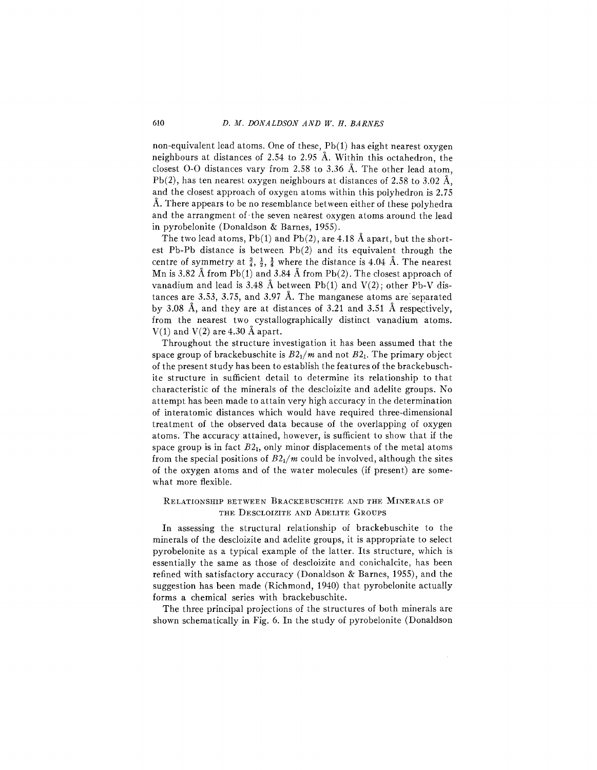non-equivalent lead atoms. One of these, Pb(1) has eight nearest oxygen neighbours at distances of 2.54 to 2.95 Å. Within this octahedron, the closest O-O distances vary from 2.58 to 3.36 Å. The other lead atom, Pb(2), has ten nearest oxygen neighbours at distances of 2.58 to 3.02 Å, and the closest approach of oxygen atoms within this polyhedron is 2.75 Å. There appears to be no resemblance between either of these polyhedra and the arrangment of the seven nearest oxygen atoms around the lead in pyrobelonite (Donaldson & Barnes, 1955).

The two lead atoms, Pb(1) and Pb(2), are 4.18 Å apart, but the shortest Pb-Pb distance is between Pb(2) and its equivalent through the centre of symmetry at $\frac{3}{4}$, $\frac{1}{2}$, $\frac{1}{4}$ where the distance is 4.04 Å. The nearest Mn is 3.82 Å from Pb(1) and 3.84 Å from Pb(2). The closest approach of vanadium and lead is 3.48 Å between Pb(1) and V(2); other Pb-V distances are 3.53, 3.75, and 3.97 Å. The manganese atoms are separated by 3.08 Å, and they are at distances of 3.21 and 3.51 Å respectively, from the nearest two cystallographically distinct vanadium atoms. V(1) and V(2) are 4.30 Å apart.

Throughout the structure investigation it has been assumed that the space group of brackebuschite is $B2_1/m$ and not $B2_1$. The primary object of the present study has been to establish the features of the brackebuschite structure in sufficient detail to determine its relationship to that characteristic of the minerals of the descloizite and adelite groups. No attempt has been made to attain very high accuracy in the determination of interatomic distances which would have required three-dimensional treatment of the observed data because of the overlapping of oxygen atoms. The accuracy attained, however, is sufficient to show that if the space group is in fact $B2_1$, only minor displacements of the metal atoms from the special positions of $B2_1/m$ could be involved, although the sites of the oxygen atoms and of the water molecules (if present) are somewhat more flexible.

## Relationship between Brackebuschite and the Minerals of the Descloizite and Adelite Groups

In assessing the structural relationship of brackebuschite to the minerals of the descloizite and adelite groups, it is appropriate to select pyrobelonite as a typical example of the latter. Its structure, which is essentially the same as those of descloizite and conichalcite, has been refined with satisfactory accuracy (Donaldson & Barnes, 1955), and the suggestion has been made (Richmond, 1940) that pyrobelonite actually forms a chemical series with brackebuschite.

The three principal projections of the structures of both minerals are shown schematically in Fig. 6. In the study of pyrobelonite (Donaldson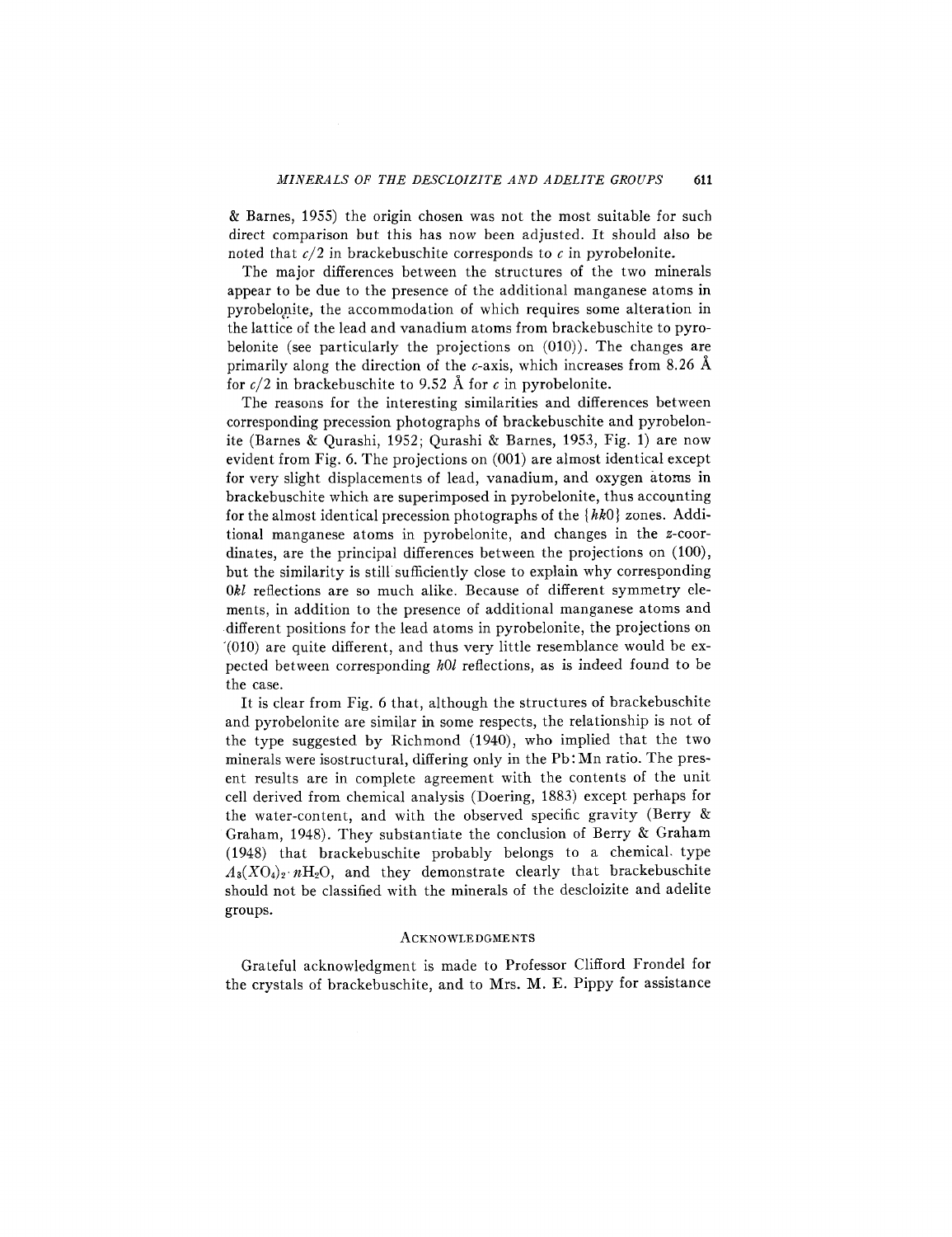& Barnes, 1955) the origin chosen was not the most suitable for such direct comparison but this has now been adjusted. It should also be noted that $c/2$ in brackebuschite corresponds to $c$ in pyrobelonite.

The major differences between the structures of the two minerals appear to be due to the presence of the additional manganese atoms in pyrobelonite, the accommodation of which requires some alteration in the lattice of the lead and vanadium atoms from brackebuschite to pyrobelonite (see particularly the projections on (010)). The changes are primarily along the direction of the $c$-axis, which increases from 8.26 Å for $c/2$ in brackebuschite to 9.52 Å for $c$ in pyrobelonite.

The reasons for the interesting similarities and differences between corresponding precession photographs of brackebuschite and pyrobelonite (Barnes & Qurashi, 1952; Qurashi & Barnes, 1953, Fig. 1) are now evident from Fig. 6. The projections on (001) are almost identical except for very slight displacements of lead, vanadium, and oxygen atoms in brackebuschite which are superimposed in pyrobelonite, thus accounting for the almost identical precession photographs of the $\{hk0\}$ zones. Additional manganese atoms in pyrobelonite, and changes in the $z$-coordinates, are the principal differences between the projections on (100), but the similarity is still sufficiently close to explain why corresponding $0kl$ reflections are so much alike. Because of different symmetry elements, in addition to the presence of additional manganese atoms and different positions for the lead atoms in pyrobelonite, the projections on (010) are quite different, and thus very little resemblance would be expected between corresponding $h0l$ reflections, as is indeed found to be the case.

It is clear from Fig. 6 that, although the structures of brackebuschite and pyrobelonite are similar in some respects, the relationship is not of the type suggested by Richmond (1940), who implied that the two minerals were isostructural, differing only in the Pb:Mn ratio. The present results are in complete agreement with the contents of the unit cell derived from chemical analysis (Doering, 1883) except perhaps for the water-content, and with the observed specific gravity (Berry & Graham, 1948). They substantiate the conclusion of Berry & Graham (1948) that brackebuschite probably belongs to a chemical type $A_3(XO_4)_2 \cdot nH_2O$, and they demonstrate clearly that brackebuschite should not be classified with the minerals of the descloizite and adelite groups.

## Acknowledgments

Grateful acknowledgment is made to Professor Clifford Frondel for the crystals of brackebuschite, and to Mrs. M. E. Pippy for assistance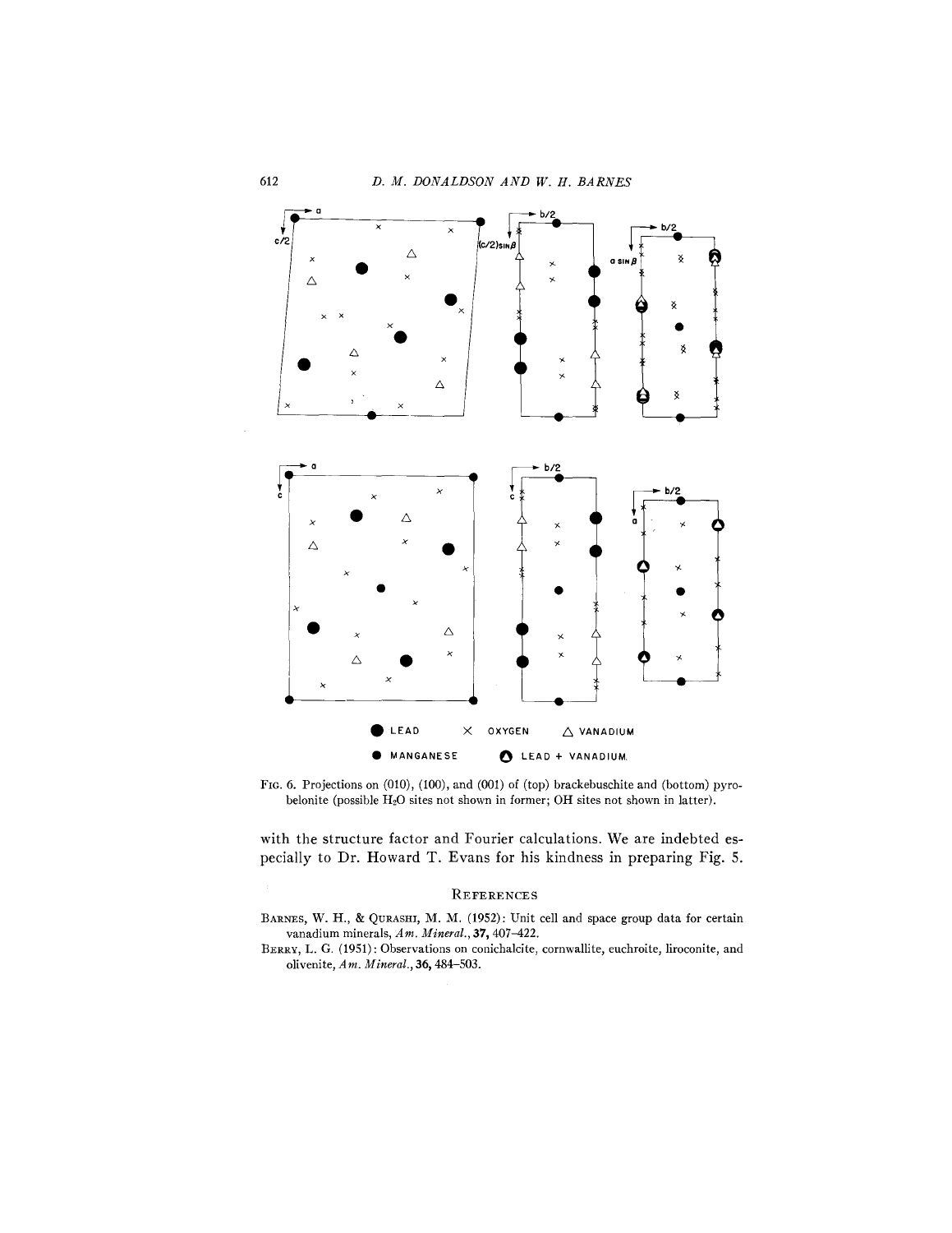FIG. 6. Projections on (010), (100), and (001) of (top) brackebuschite and (bottom) pyrobelonite (possible $H_2O$ sites not shown in former; OH sites not shown in latter).

with the structure factor and Fourier calculations. We are indebted especially to Dr. Howard T. Evans for his kindness in preparing Fig. 5.

## REFERENCES

BARNES, W. H., & QURASHI, M. M. (1952): Unit cell and space group data for certain vanadium minerals, *Am. Mineral.*, **37**, 407–422.

BERRY, L. G. (1951): Observations on conichalcite, cornwallite, euchroite, liroconite, and olivenite, *Am. Mineral.*, **36**, 484–503.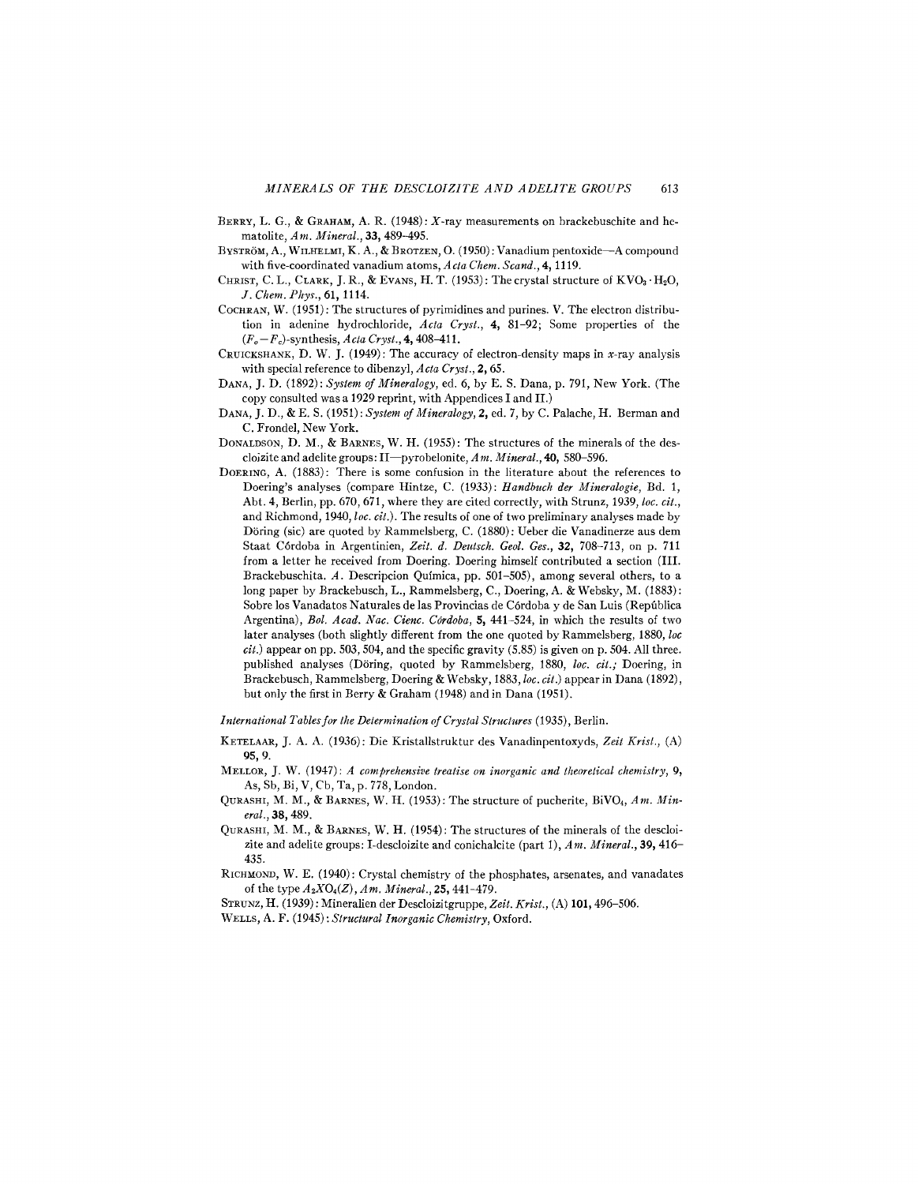Berry, L. G., & Graham, A. R. (1948): *X*-ray measurements on brackebuschite and hematolite, *Am. Mineral.*, **33**, 489–495.

Byström, A., Wilhelmi, K. A., & Brotzen, O. (1950): Vanadium pentoxide—A compound with five-coordinated vanadium atoms, *Acta Chem. Scand.*, **4**, 1119.

Christ, C. L., Clark, J. R., & Evans, H. T. (1953): The crystal structure of $KVO_3 \cdot H_2O$, *J. Chem. Phys.*, **61**, 1114.

Cochran, W. (1951): The structures of pyrimidines and purines. V. The electron distribution in adenine hydrochloride, *Acta Cryst.*, **4**, 81–92; Some properties of the $(F_o - F_c)$-synthesis, *Acta Cryst.*, **4**, 408–411.

Cruickshank, D. W. J. (1949): The accuracy of electron-density maps in *x*-ray analysis with special reference to dibenzyl, *Acta Cryst.*, **2**, 65.

Dana, J. D. (1892): *System of Mineralogy*, ed. 6, by E. S. Dana, p. 791, New York. (The copy consulted was a 1929 reprint, with Appendices I and II.)

Dana, J. D., & E. S. (1951): *System of Mineralogy*, **2**, ed. 7, by C. Palache, H. Berman and C. Frondel, New York.

Donaldson, D. M., & Barnes, W. H. (1955): The structures of the minerals of the descloizite and adelite groups: II—pyrobelonite, *Am. Mineral.*, **40**, 580–596.

Doering, A. (1883): There is some confusion in the literature about the references to Doering's analyses (compare Hintze, C. (1933): *Handbuch der Mineralogie*, Bd. 1, Abt. 4, Berlin, pp. 670, 671, where they are cited correctly, with Strunz, 1939, *loc. cit.*, and Richmond, 1940, *loc. cit.*). The results of one of two preliminary analyses made by Döring (sic) are quoted by Rammelsberg, C. (1880): Ueber die Vanadinerze aus dem Staat Córdoba in Argentinien, *Zeit. d. Deutsch. Geol. Ges.*, **32**, 708–713, on p. 711 from a letter he received from Doering. Doering himself contributed a section (III. Brackebuschita. *A*. Descripcion Química, pp. 501–505), among several others, to a long paper by Brackebusch, L., Rammelsberg, C., Doering, A. & Websky, M. (1883): Sobre los Vanadatos Naturales de las Provincias de Córdoba y de San Luis (República Argentina), *Bol. Acad. Nac. Cienc. Córdoba*, **5**, 441–524, in which the results of two later analyses (both slightly different from the one quoted by Rammelsberg, 1880, *loc cit.*) appear on pp. 503, 504, and the specific gravity (5.85) is given on p. 504. All three. published analyses (Döring, quoted by Rammelsberg, 1880, *loc. cit.*; Doering, in Brackebusch, Rammelsberg, Doering & Websky, 1883, *loc. cit.*) appear in Dana (1892), but only the first in Berry & Graham (1948) and in Dana (1951).

*International Tables for the Determination of Crystal Structures* (1935), Berlin.

Ketelaar, J. A. A. (1936): Die Kristallstruktur des Vanadinpentoxyds, *Zeit Krist.*, (A) **95**, 9.

Mellor, J. W. (1947): *A comprehensive treatise on inorganic and theoretical chemistry*, **9**, As, Sb, Bi, V, Cb, Ta, p. 778, London.

Qurashi, M. M., & Barnes, W. H. (1953): The structure of pucherite, $BiVO_4$, *Am. Mineral.*, **38**, 489.

Qurashi, M. M., & Barnes, W. H. (1954): The structures of the minerals of the descloizite and adelite groups: I-descloizite and conichalcite (part 1), *Am. Mineral.*, **39**, 416–435.

Richmond, W. E. (1940): Crystal chemistry of the phosphates, arsenates, and vanadates of the type $A_2XO_4(Z)$, *Am. Mineral.*, **25**, 441–479.

Strunz, H. (1939): Mineralien der Descloizitgruppe, *Zeit. Krist.*, (A) **101**, 496–506.

Wells, A. F. (1945): *Structural Inorganic Chemistry*, Oxford.